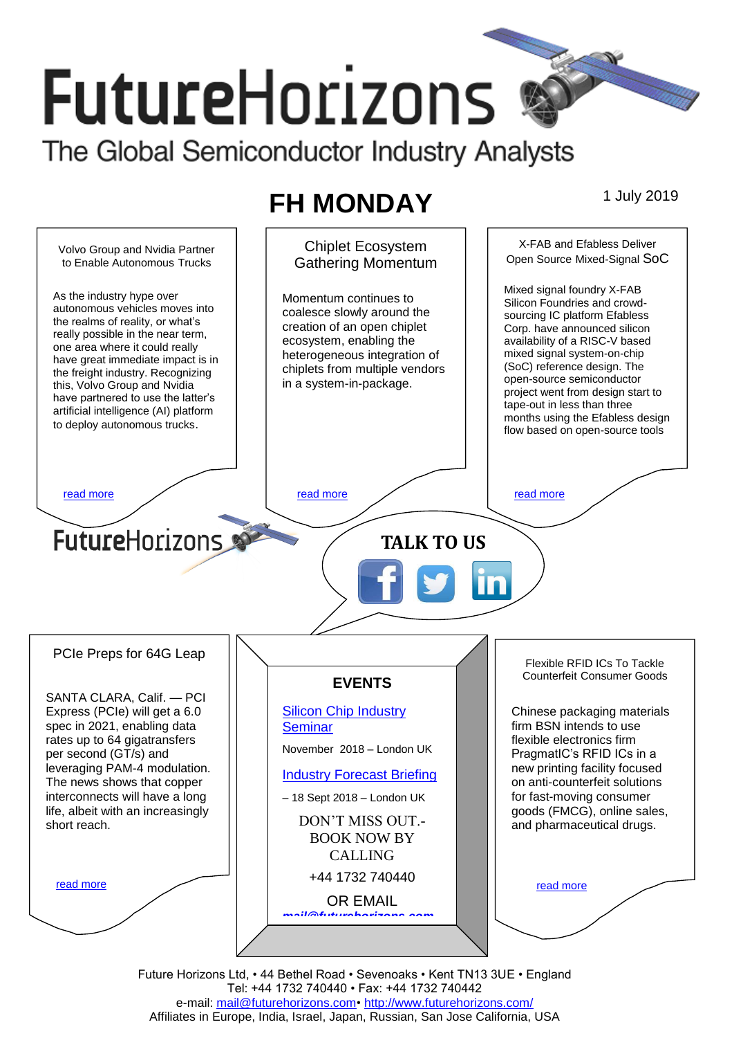# FutureHorizons

The Global Semiconductor Industry Analysts

## FH MONDAY

1 July 2019

### Volvo Group and Nvidia Partner to Enable Autonomous Trucks

As the industry hype over autonomous vehicles moves into the realms of reality, or what's really possible in the near term, one area where it could really have great immediate impact is in the freight industry. Recognizing this, Volvo Group and Nvidia have partnered to use the latter's artificial intelligence (AI) platform to deploy autonomous trucks.

read more

### Chiplet Ecosystem Gathering Momentum

Momentum continues to coalesce slowly around the creation of an open chiplet ecosystem, enabling the heterogeneous integration of chiplets from multiple vendors in a system-in-package.

read more

### X-FAB and Efabless Deliver Open Source Mixed-Signal SoC

Mixed signal foundry X-FAB Silicon Foundries and crowd-sourcing IC platform Efabless Corp. have announced silicon availability of a RISC-V based mixed signal system-on-chip (SoC) reference design. The open-source semiconductor project went from design start to tape-out in less than three months using the Efabless design flow based on open-source tools

read more

FutureHorizons

**TALK TO US**

### PCIe Preps for 64G Leap

SANTA CLARA, Calif. — PCI Express (PCIe) will get a 6.0 spec in 2021, enabling data rates up to 64 gigatransfers per second (GT/s) and leveraging PAM-4 modulation. The news shows that copper interconnects will have a long life, albeit with an increasingly short reach.

read more

### EVENTS

Silicon Chip Industry Seminar

November 2018 – London UK

Industry Forecast Briefing

– 18 Sept 2018 – London UK

DON'T MISS OUT.- BOOK NOW BY CALLING

+44 1732 740440

OR EMAIL

mail@futurehorizons.com

### Flexible RFID ICs To Tackle Counterfeit Consumer Goods

Chinese packaging materials firm BSN intends to use flexible electronics firm PragmatIC's RFID ICs in a new printing facility focused on anti-counterfeit solutions for fast-moving consumer goods (FMCG), online sales, and pharmaceutical drugs.

read more

Future Horizons Ltd, • 44 Bethel Road • Sevenoaks • Kent TN13 3UE • England
Tel: +44 1732 740440 • Fax: +44 1732 740442
e-mail: mail@futurehorizons.com• http://www.futurehorizons.com/
Affiliates in Europe, India, Israel, Japan, Russian, San Jose California, USA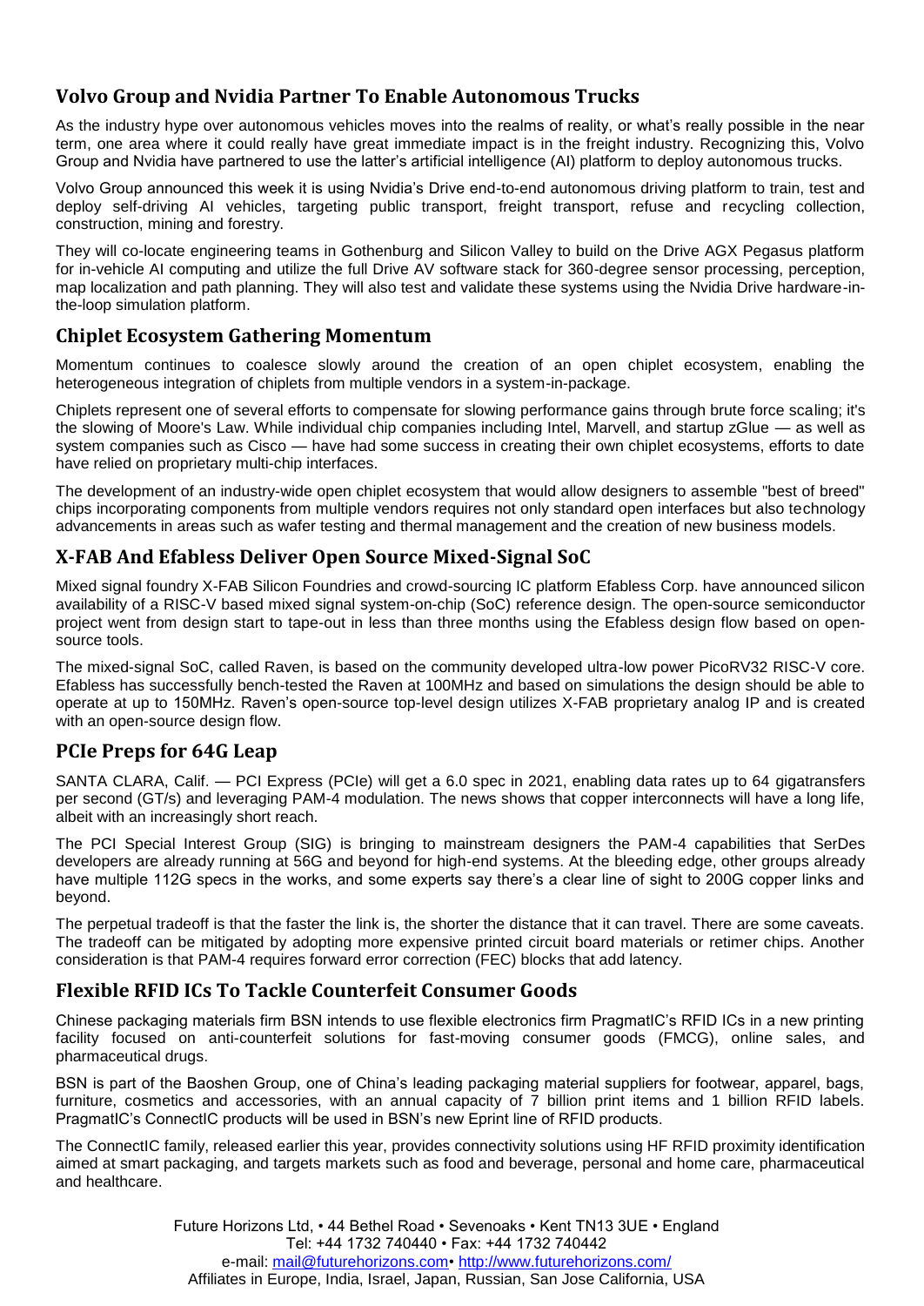## Volvo Group and Nvidia Partner To Enable Autonomous Trucks

As the industry hype over autonomous vehicles moves into the realms of reality, or what's really possible in the near term, one area where it could really have great immediate impact is in the freight industry. Recognizing this, Volvo Group and Nvidia have partnered to use the latter's artificial intelligence (AI) platform to deploy autonomous trucks.

Volvo Group announced this week it is using Nvidia's Drive end-to-end autonomous driving platform to train, test and deploy self-driving AI vehicles, targeting public transport, freight transport, refuse and recycling collection, construction, mining and forestry.

They will co-locate engineering teams in Gothenburg and Silicon Valley to build on the Drive AGX Pegasus platform for in-vehicle AI computing and utilize the full Drive AV software stack for 360-degree sensor processing, perception, map localization and path planning. They will also test and validate these systems using the Nvidia Drive hardware-in-the-loop simulation platform.

## Chiplet Ecosystem Gathering Momentum

Momentum continues to coalesce slowly around the creation of an open chiplet ecosystem, enabling the heterogeneous integration of chiplets from multiple vendors in a system-in-package.

Chiplets represent one of several efforts to compensate for slowing performance gains through brute force scaling; it's the slowing of Moore's Law. While individual chip companies including Intel, Marvell, and startup zGlue — as well as system companies such as Cisco — have had some success in creating their own chiplet ecosystems, efforts to date have relied on proprietary multi-chip interfaces.

The development of an industry-wide open chiplet ecosystem that would allow designers to assemble "best of breed" chips incorporating components from multiple vendors requires not only standard open interfaces but also technology advancements in areas such as wafer testing and thermal management and the creation of new business models.

## X-FAB And Efabless Deliver Open Source Mixed-Signal SoC

Mixed signal foundry X-FAB Silicon Foundries and crowd-sourcing IC platform Efabless Corp. have announced silicon availability of a RISC-V based mixed signal system-on-chip (SoC) reference design. The open-source semiconductor project went from design start to tape-out in less than three months using the Efabless design flow based on open-source tools.

The mixed-signal SoC, called Raven, is based on the community developed ultra-low power PicoRV32 RISC-V core. Efabless has successfully bench-tested the Raven at 100MHz and based on simulations the design should be able to operate at up to 150MHz. Raven's open-source top-level design utilizes X-FAB proprietary analog IP and is created with an open-source design flow.

## PCIe Preps for 64G Leap

SANTA CLARA, Calif. — PCI Express (PCIe) will get a 6.0 spec in 2021, enabling data rates up to 64 gigatransfers per second (GT/s) and leveraging PAM-4 modulation. The news shows that copper interconnects will have a long life, albeit with an increasingly short reach.

The PCI Special Interest Group (SIG) is bringing to mainstream designers the PAM-4 capabilities that SerDes developers are already running at 56G and beyond for high-end systems. At the bleeding edge, other groups already have multiple 112G specs in the works, and some experts say there's a clear line of sight to 200G copper links and beyond.

The perpetual tradeoff is that the faster the link is, the shorter the distance that it can travel. There are some caveats. The tradeoff can be mitigated by adopting more expensive printed circuit board materials or retimer chips. Another consideration is that PAM-4 requires forward error correction (FEC) blocks that add latency.

## Flexible RFID ICs To Tackle Counterfeit Consumer Goods

Chinese packaging materials firm BSN intends to use flexible electronics firm PragmatIC's RFID ICs in a new printing facility focused on anti-counterfeit solutions for fast-moving consumer goods (FMCG), online sales, and pharmaceutical drugs.

BSN is part of the Baoshen Group, one of China's leading packaging material suppliers for footwear, apparel, bags, furniture, cosmetics and accessories, with an annual capacity of 7 billion print items and 1 billion RFID labels. PragmatIC's ConnectIC products will be used in BSN's new Eprint line of RFID products.

The ConnectIC family, released earlier this year, provides connectivity solutions using HF RFID proximity identification aimed at smart packaging, and targets markets such as food and beverage, personal and home care, pharmaceutical and healthcare.

Future Horizons Ltd, • 44 Bethel Road • Sevenoaks • Kent TN13 3UE • England
Tel: +44 1732 740440 • Fax: +44 1732 740442
e-mail: mail@futurehorizons.com• http://www.futurehorizons.com/
Affiliates in Europe, India, Israel, Japan, Russian, San Jose California, USA